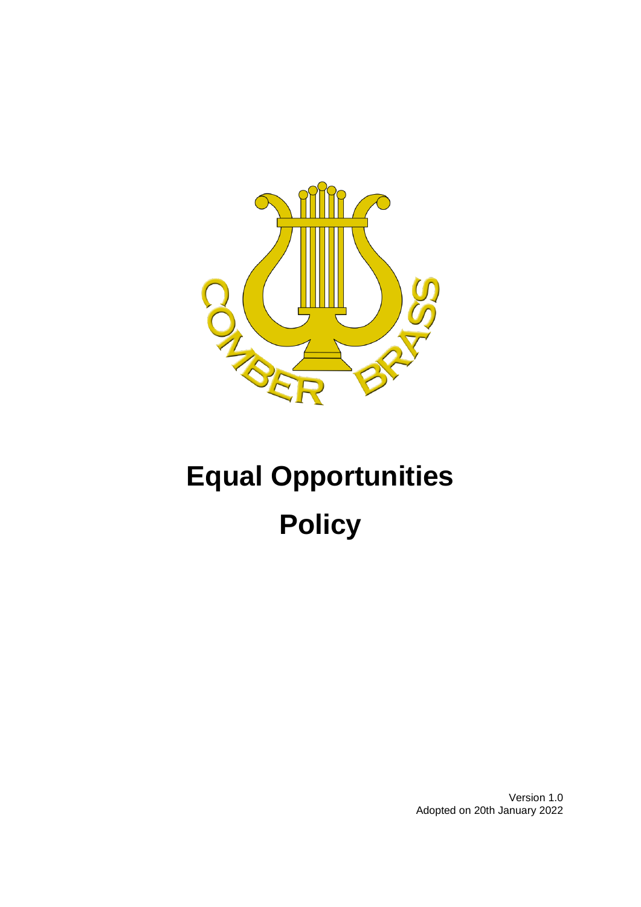# Equal Opportunities Policy

Version 1.0
Adopted on 20th January 2022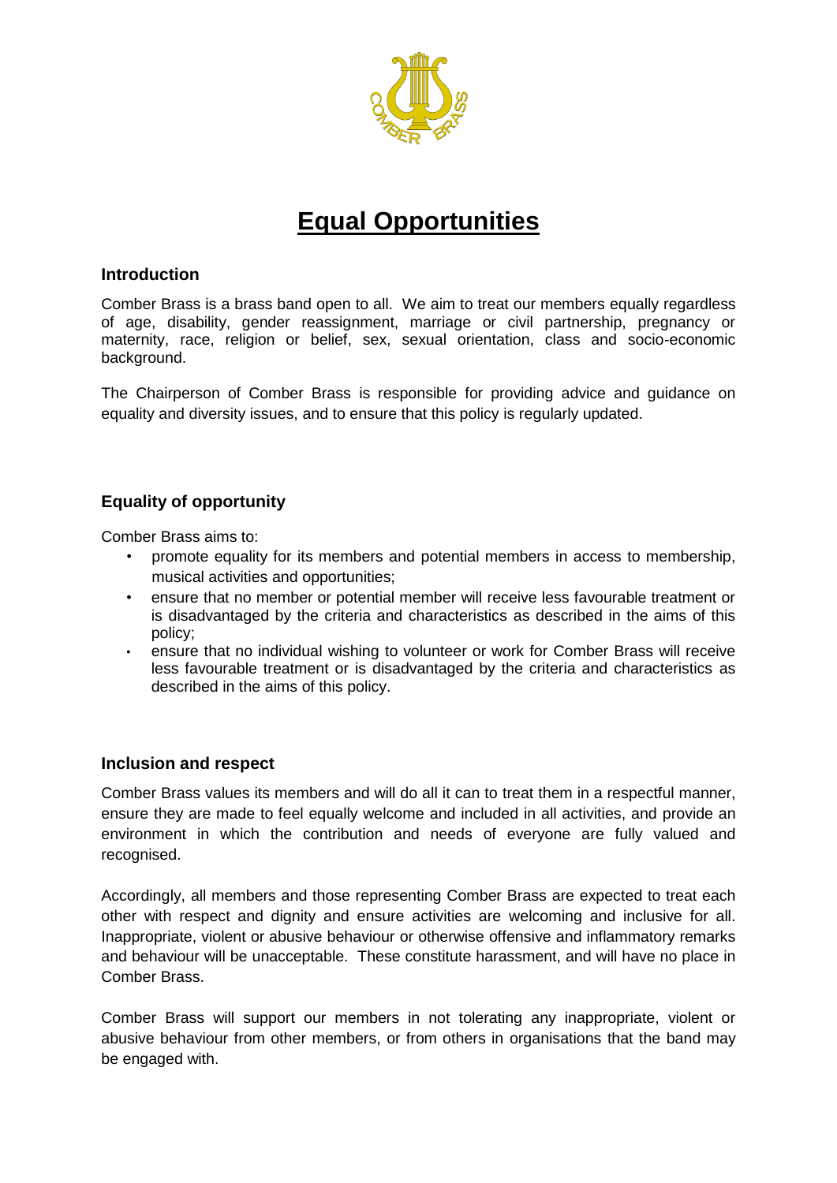# Equal Opportunities

## Introduction

Comber Brass is a brass band open to all. We aim to treat our members equally regardless of age, disability, gender reassignment, marriage or civil partnership, pregnancy or maternity, race, religion or belief, sex, sexual orientation, class and socio-economic background.

The Chairperson of Comber Brass is responsible for providing advice and guidance on equality and diversity issues, and to ensure that this policy is regularly updated.

## Equality of opportunity

Comber Brass aims to:

- promote equality for its members and potential members in access to membership, musical activities and opportunities;
- ensure that no member or potential member will receive less favourable treatment or is disadvantaged by the criteria and characteristics as described in the aims of this policy;
- ensure that no individual wishing to volunteer or work for Comber Brass will receive less favourable treatment or is disadvantaged by the criteria and characteristics as described in the aims of this policy.

## Inclusion and respect

Comber Brass values its members and will do all it can to treat them in a respectful manner, ensure they are made to feel equally welcome and included in all activities, and provide an environment in which the contribution and needs of everyone are fully valued and recognised.

Accordingly, all members and those representing Comber Brass are expected to treat each other with respect and dignity and ensure activities are welcoming and inclusive for all. Inappropriate, violent or abusive behaviour or otherwise offensive and inflammatory remarks and behaviour will be unacceptable. These constitute harassment, and will have no place in Comber Brass.

Comber Brass will support our members in not tolerating any inappropriate, violent or abusive behaviour from other members, or from others in organisations that the band may be engaged with.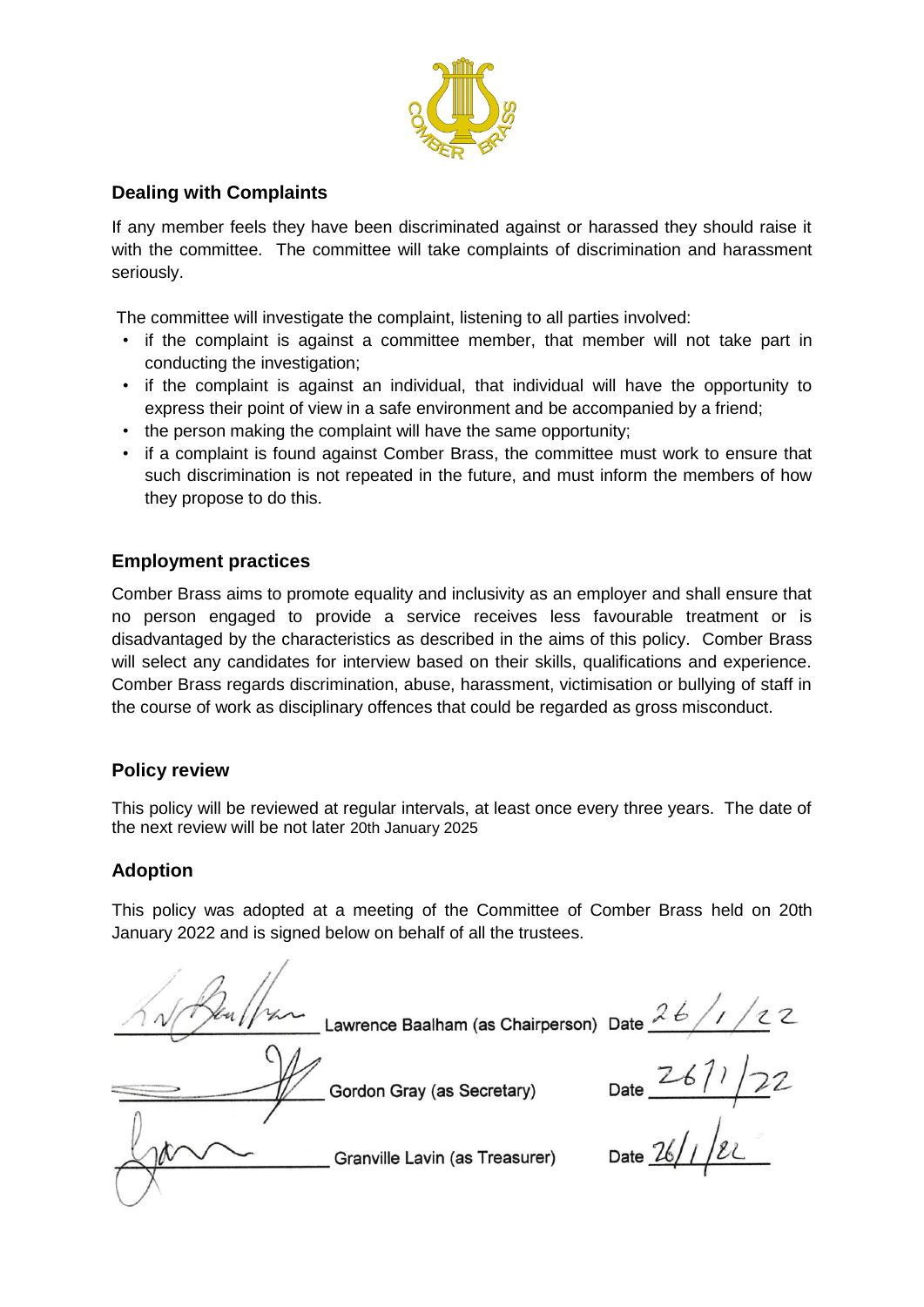## Dealing with Complaints

If any member feels they have been discriminated against or harassed they should raise it with the committee. The committee will take complaints of discrimination and harassment seriously.

The committee will investigate the complaint, listening to all parties involved:

- if the complaint is against a committee member, that member will not take part in conducting the investigation;
- if the complaint is against an individual, that individual will have the opportunity to express their point of view in a safe environment and be accompanied by a friend;
- the person making the complaint will have the same opportunity;
- if a complaint is found against Comber Brass, the committee must work to ensure that such discrimination is not repeated in the future, and must inform the members of how they propose to do this.

## Employment practices

Comber Brass aims to promote equality and inclusivity as an employer and shall ensure that no person engaged to provide a service receives less favourable treatment or is disadvantaged by the characteristics as described in the aims of this policy. Comber Brass will select any candidates for interview based on their skills, qualifications and experience. Comber Brass regards discrimination, abuse, harassment, victimisation or bullying of staff in the course of work as disciplinary offences that could be regarded as gross misconduct.

## Policy review

This policy will be reviewed at regular intervals, at least once every three years. The date of the next review will be not later 20th January 2025

## Adoption

This policy was adopted at a meeting of the Committee of Comber Brass held on 20th January 2022 and is signed below on behalf of all the trustees.

Lawrence Baalham (as Chairperson) Date 26/1/22

Gordon Gray (as Secretary) Date 26/1/22

Granville Lavin (as Treasurer) Date 26/1/22